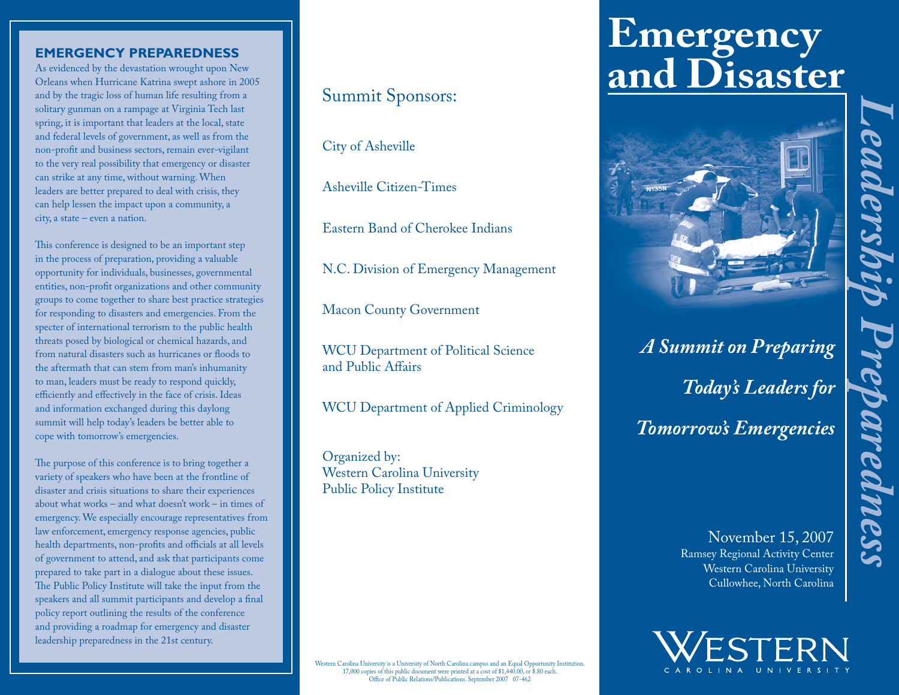## EMERGENCY PREPAREDNESS

As evidenced by the devastation wrought upon New Orleans when Hurricane Katrina swept ashore in 2005 and by the tragic loss of human life resulting from a solitary gunman on a rampage at Virginia Tech last spring, it is important that leaders at the local, state and federal levels of government, as well as from the non-profit and business sectors, remain ever-vigilant to the very real possibility that emergency or disaster can strike at any time, without warning. When leaders are better prepared to deal with crisis, they can help lessen the impact upon a community, a city, a state – even a nation.

This conference is designed to be an important step in the process of preparation, providing a valuable opportunity for individuals, businesses, governmental entities, non-profit organizations and other community groups to come together to share best practice strategies for responding to disasters and emergencies. From the specter of international terrorism to the public health threats posed by biological or chemical hazards, and from natural disasters such as hurricanes or floods to the aftermath that can stem from man's inhumanity to man, leaders must be ready to respond quickly, efficiently and effectively in the face of crisis. Ideas and information exchanged during this daylong summit will help today's leaders be better able to cope with tomorrow's emergencies.

The purpose of this conference is to bring together a variety of speakers who have been at the frontline of disaster and crisis situations to share their experiences about what works – and what doesn't work – in times of emergency. We especially encourage representatives from law enforcement, emergency response agencies, public health departments, non-profits and officials at all levels of government to attend, and ask that participants come prepared to take part in a dialogue about these issues. The Public Policy Institute will take the input from the speakers and all summit participants and develop a final policy report outlining the results of the conference and providing a roadmap for emergency and disaster leadership preparedness in the 21st century.

## Summit Sponsors:

City of Asheville

Asheville Citizen-Times

Eastern Band of Cherokee Indians

N.C. Division of Emergency Management

Macon County Government

WCU Department of Political Science and Public Affairs

WCU Department of Applied Criminology

Organized by:
Western Carolina University
Public Policy Institute

Western Carolina University is a University of North Carolina campus and an Equal Opportunity Institution. 17,000 copies of this public document were printed at a cost of $1,440.00, or $.80 each. Office of Public Relations/Publications. September 2007 07-462

# Emergency and Disaster

# *Leadership Preparedness*

***A Summit on Preparing Today's Leaders for Tomorrow's Emergencies***

November 15, 2007
Ramsey Regional Activity Center
Western Carolina University
Cullowhee, North Carolina

WESTERN
CAROLINA UNIVERSITY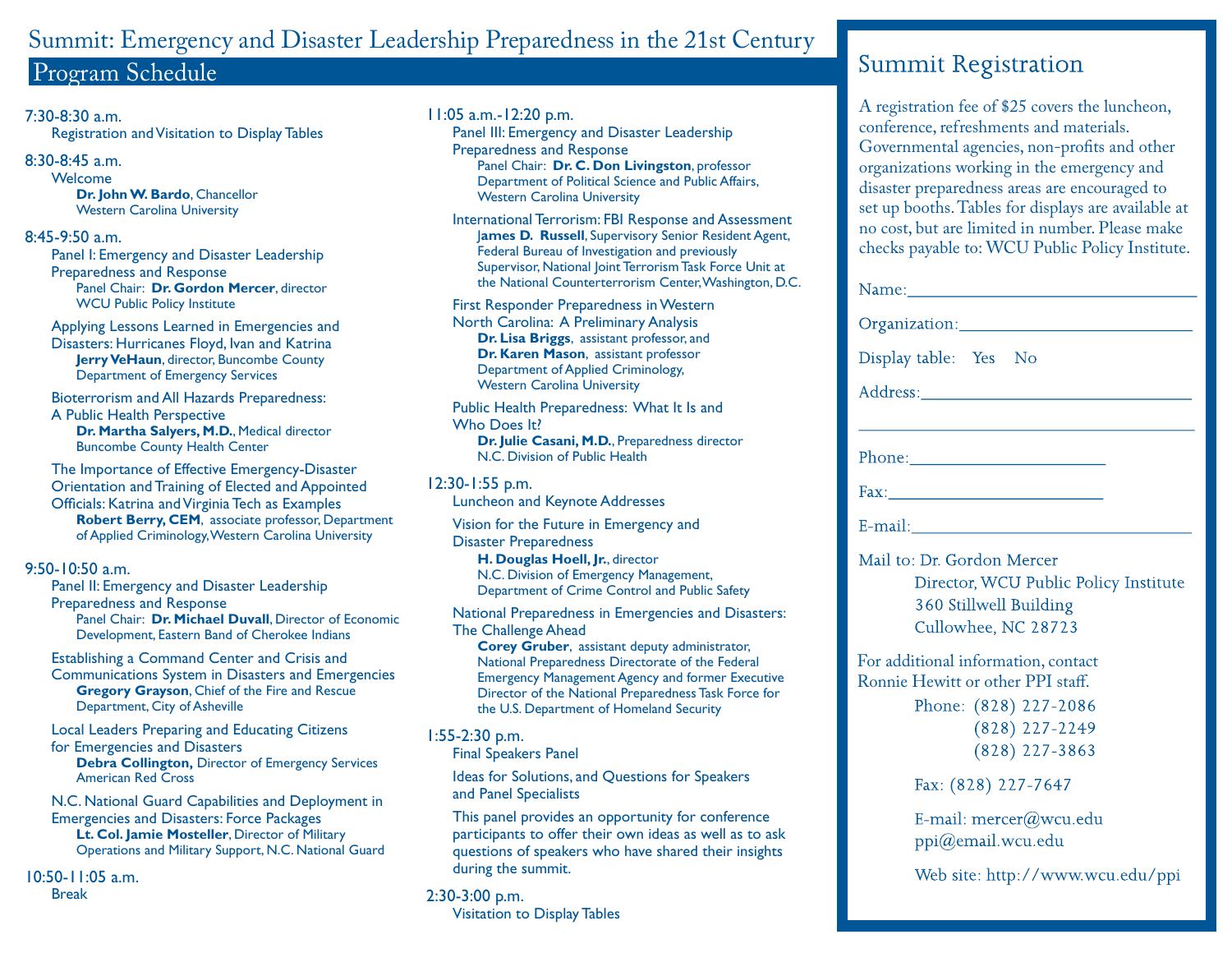# Summit: Emergency and Disaster Leadership Preparedness in the 21st Century

## Program Schedule

7:30-8:30 a.m.
Registration and Visitation to Display Tables

8:30-8:45 a.m.
Welcome
**Dr. John W. Bardo**, Chancellor
Western Carolina University

8:45-9:50 a.m.
Panel I: Emergency and Disaster Leadership Preparedness and Response
Panel Chair: **Dr. Gordon Mercer**, director
WCU Public Policy Institute

Applying Lessons Learned in Emergencies and Disasters: Hurricanes Floyd, Ivan and Katrina
**Jerry VeHaun**, director, Buncombe County Department of Emergency Services

Bioterrorism and All Hazards Preparedness: A Public Health Perspective
**Dr. Martha Salyers, M.D.**, Medical director
Buncombe County Health Center

The Importance of Effective Emergency-Disaster Orientation and Training of Elected and Appointed Officials: Katrina and Virginia Tech as Examples
**Robert Berry, CEM**, associate professor, Department of Applied Criminology, Western Carolina University

9:50-10:50 a.m.
Panel II: Emergency and Disaster Leadership Preparedness and Response
Panel Chair: **Dr. Michael Duvall**, Director of Economic Development, Eastern Band of Cherokee Indians

Establishing a Command Center and Crisis and Communications System in Disasters and Emergencies
**Gregory Grayson**, Chief of the Fire and Rescue Department, City of Asheville

Local Leaders Preparing and Educating Citizens for Emergencies and Disasters
**Debra Collington,** Director of Emergency Services
American Red Cross

N.C. National Guard Capabilities and Deployment in Emergencies and Disasters: Force Packages
**Lt. Col. Jamie Mosteller**, Director of Military Operations and Military Support, N.C. National Guard

10:50-11:05 a.m.
Break

11:05 a.m.-12:20 p.m.
Panel III: Emergency and Disaster Leadership Preparedness and Response
Panel Chair: **Dr. C. Don Livingston**, professor
Department of Political Science and Public Affairs, Western Carolina University

International Terrorism: FBI Response and Assessment
**James D. Russell**, Supervisory Senior Resident Agent, Federal Bureau of Investigation and previously Supervisor, National Joint Terrorism Task Force Unit at the National Counterterrorism Center, Washington, D.C.

First Responder Preparedness in Western North Carolina: A Preliminary Analysis
**Dr. Lisa Briggs**, assistant professor, and
**Dr. Karen Mason**, assistant professor
Department of Applied Criminology, Western Carolina University

Public Health Preparedness: What It Is and Who Does It?
**Dr. Julie Casani, M.D.**, Preparedness director
N.C. Division of Public Health

12:30-1:55 p.m.
Luncheon and Keynote Addresses

Vision for the Future in Emergency and Disaster Preparedness
**H. Douglas Hoell, Jr.**, director
N.C. Division of Emergency Management, Department of Crime Control and Public Safety

National Preparedness in Emergencies and Disasters: The Challenge Ahead
**Corey Gruber**, assistant deputy administrator, National Preparedness Directorate of the Federal Emergency Management Agency and former Executive Director of the National Preparedness Task Force for the U.S. Department of Homeland Security

1:55-2:30 p.m.
Final Speakers Panel

Ideas for Solutions, and Questions for Speakers and Panel Specialists

This panel provides an opportunity for conference participants to offer their own ideas as well as to ask questions of speakers who have shared their insights during the summit.

2:30-3:00 p.m.
Visitation to Display Tables

## Summit Registration

A registration fee of $25 covers the luncheon, conference, refreshments and materials. Governmental agencies, non-profits and other organizations working in the emergency and disaster preparedness areas are encouraged to set up booths. Tables for displays are available at no cost, but are limited in number. Please make checks payable to: WCU Public Policy Institute.

Name:______________________________

Organization:________________________

Display table: Yes No

Address:____________________________

____________________________________

Phone:____________________

Fax:______________________

E-mail:_____________________________

Mail to: Dr. Gordon Mercer
Director, WCU Public Policy Institute
360 Stillwell Building
Cullowhee, NC 28723

For additional information, contact Ronnie Hewitt or other PPI staff.

Phone: (828) 227-2086
(828) 227-2249
(828) 227-3863

Fax: (828) 227-7647

E-mail: mercer@wcu.edu
ppi@email.wcu.edu

Web site: http://www.wcu.edu/ppi